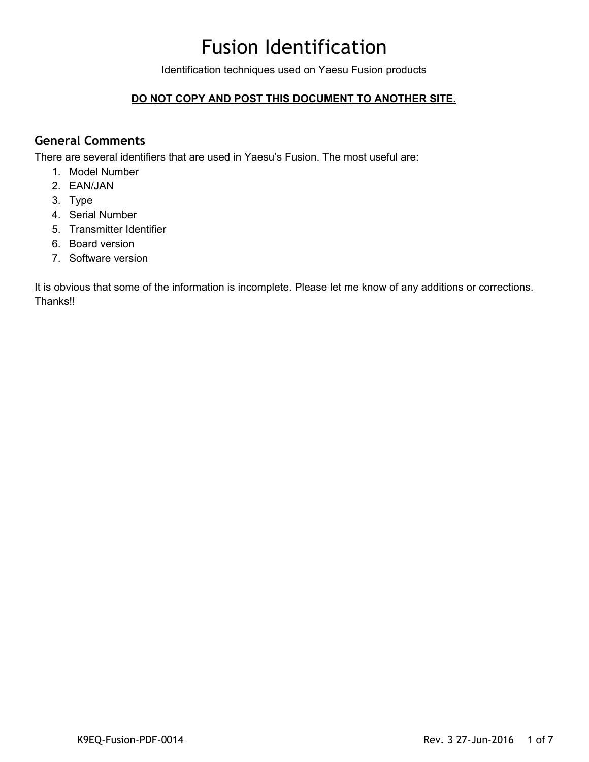# Fusion Identification

Identification techniques used on Yaesu Fusion products

**DO NOT COPY AND POST THIS DOCUMENT TO ANOTHER SITE.**

## General Comments

There are several identifiers that are used in Yaesu's Fusion. The most useful are:

1. Model Number
2. EAN/JAN
3. Type
4. Serial Number
5. Transmitter Identifier
6. Board version
7. Software version

It is obvious that some of the information is incomplete. Please let me know of any additions or corrections. Thanks!!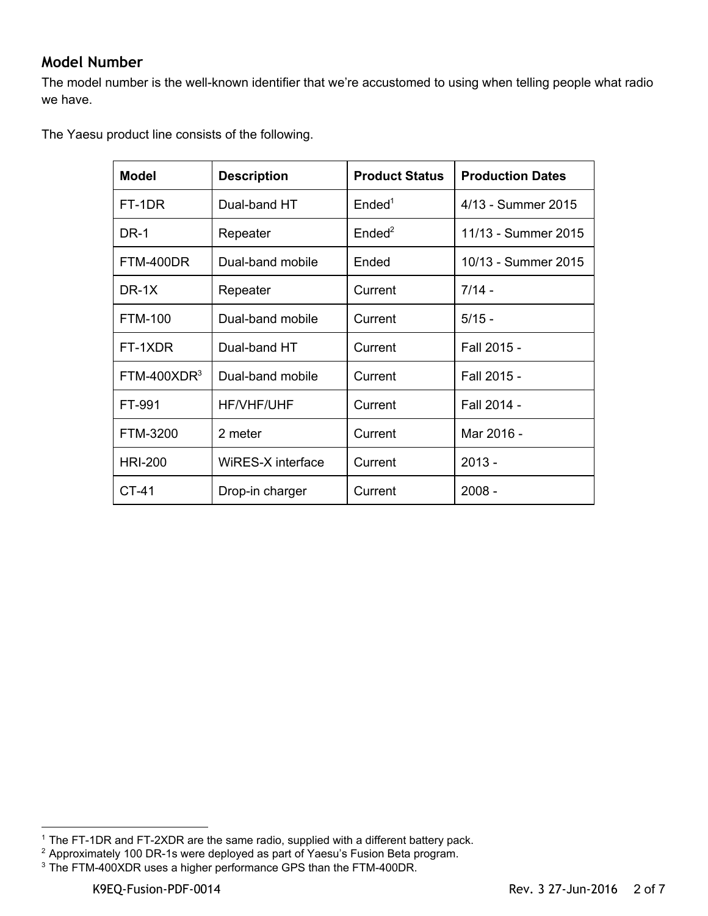## Model Number

The model number is the well-known identifier that we're accustomed to using when telling people what radio we have.

The Yaesu product line consists of the following.

| Model | Description | Product Status | Production Dates |
| --- | --- | --- | --- |
| FT-1DR | Dual-band HT | Ended[1] | 4/13 - Summer 2015 |
| DR-1 | Repeater | Ended[2] | 11/13 - Summer 2015 |
| FTM-400DR | Dual-band mobile | Ended | 10/13 - Summer 2015 |
| DR-1X | Repeater | Current | 7/14 - |
| FTM-100 | Dual-band mobile | Current | 5/15 - |
| FT-1XDR | Dual-band HT | Current | Fall 2015 - |
| FTM-400XDR[3] | Dual-band mobile | Current | Fall 2015 - |
| FT-991 | HF/VHF/UHF | Current | Fall 2014 - |
| FTM-3200 | 2 meter | Current | Mar 2016 - |
| HRI-200 | WiRES-X interface | Current | 2013 - |
| CT-41 | Drop-in charger | Current | 2008 - |

[1] The FT-1DR and FT-2XDR are the same radio, supplied with a different battery pack.

[2] Approximately 100 DR-1s were deployed as part of Yaesu's Fusion Beta program.

[3] The FTM-400XDR uses a higher performance GPS than the FTM-400DR.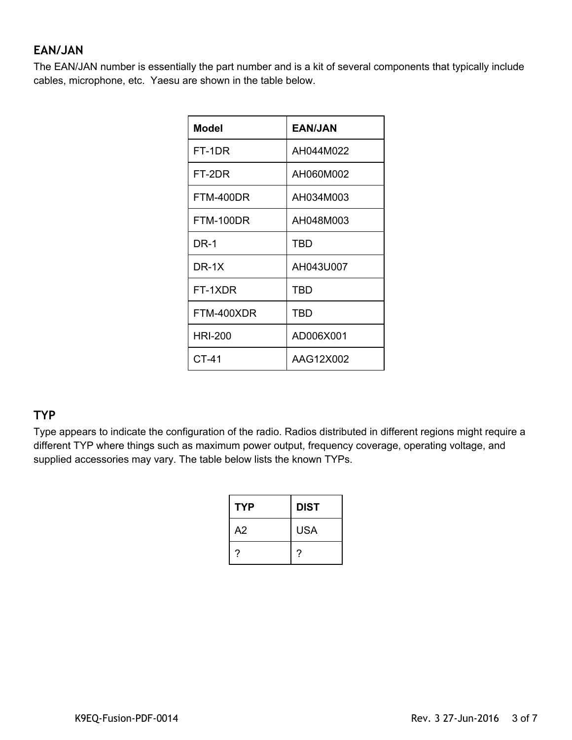## EAN/JAN

The EAN/JAN number is essentially the part number and is a kit of several components that typically include cables, microphone, etc.  Yaesu are shown in the table below.

| Model | EAN/JAN |
| --- | --- |
| FT-1DR | AH044M022 |
| FT-2DR | AH060M002 |
| FTM-400DR | AH034M003 |
| FTM-100DR | AH048M003 |
| DR-1 | TBD |
| DR-1X | AH043U007 |
| FT-1XDR | TBD |
| FTM-400XDR | TBD |
| HRI-200 | AD006X001 |
| CT-41 | AAG12X002 |

## TYP

Type appears to indicate the configuration of the radio. Radios distributed in different regions might require a different TYP where things such as maximum power output, frequency coverage, operating voltage, and supplied accessories may vary. The table below lists the known TYPs.

| TYP | DIST |
| --- | --- |
| A2 | USA |
| ? | ? |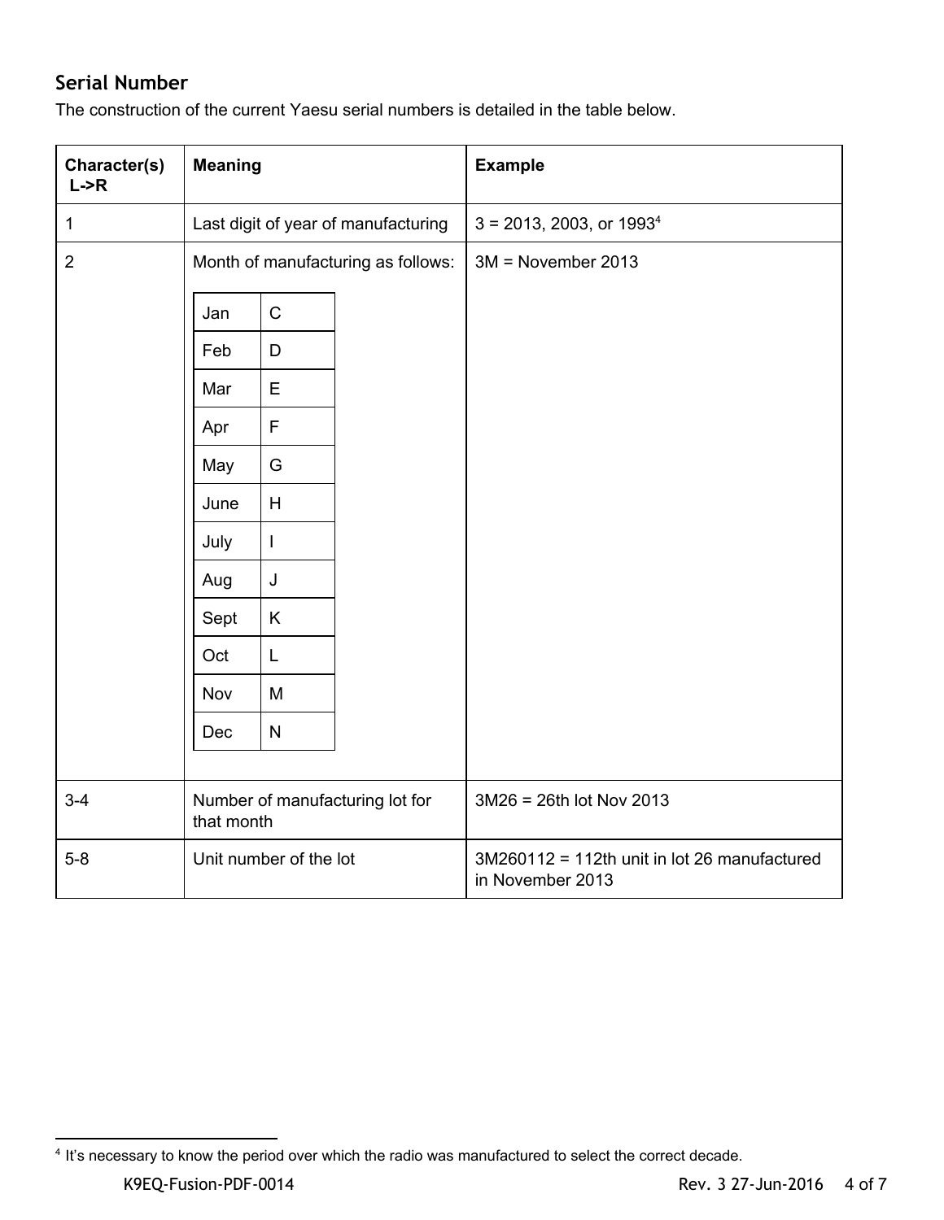## Serial Number

The construction of the current Yaesu serial numbers is detailed in the table below.

| Character(s) L->R | Meaning | Example |
|---|---|---|
| 1 | Last digit of year of manufacturing | 3 = 2013, 2003, or 1993[4] |
| 2 | Month of manufacturing as follows:<br><br>Jan — C<br>Feb — D<br>Mar — E<br>Apr — F<br>May — G<br>June — H<br>July — I<br>Aug — J<br>Sept — K<br>Oct — L<br>Nov — M<br>Dec — N | 3M = November 2013 |
| 3-4 | Number of manufacturing lot for that month | 3M26 = 26th lot Nov 2013 |
| 5-8 | Unit number of the lot | 3M260112 = 112th unit in lot 26 manufactured in November 2013 |

[4] It's necessary to know the period over which the radio was manufactured to select the correct decade.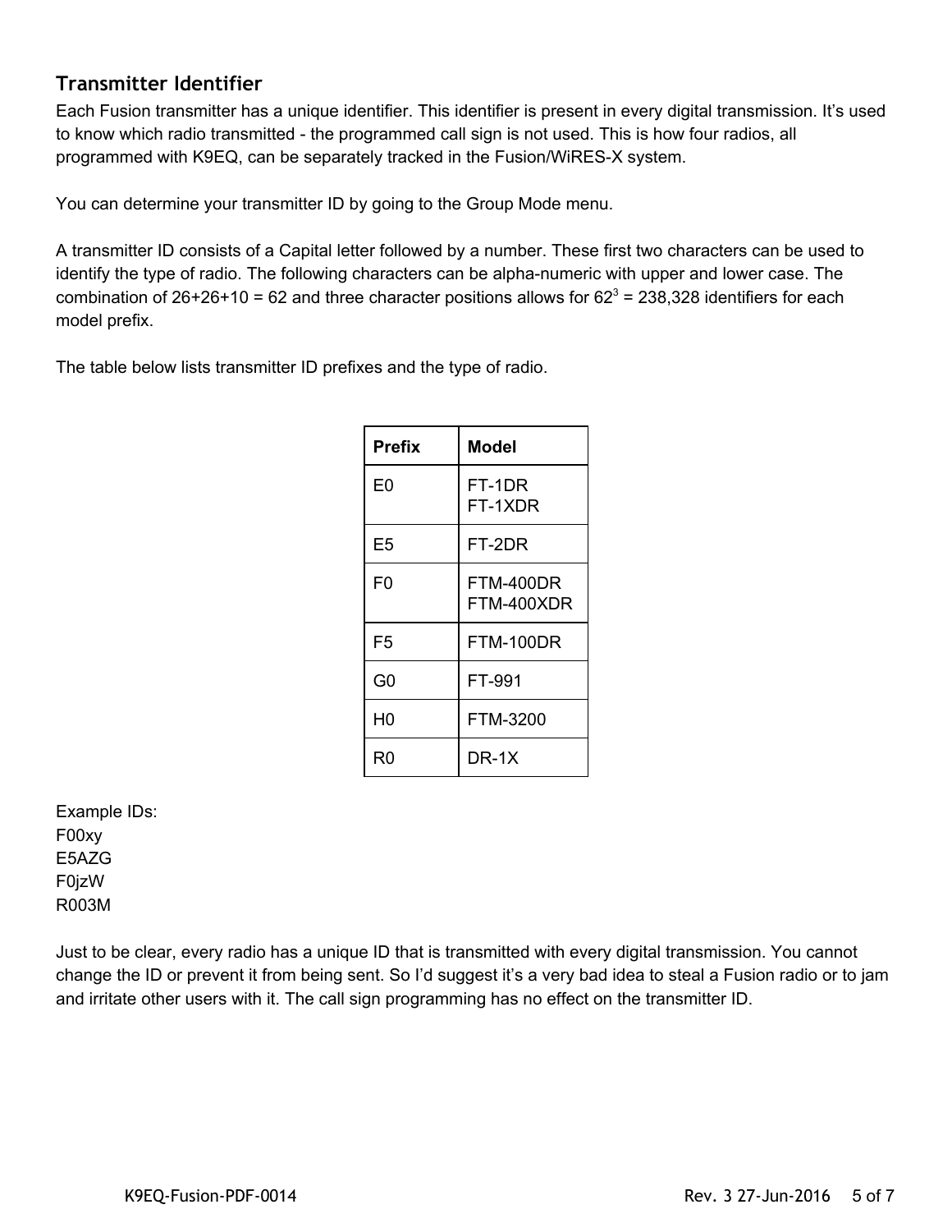## Transmitter Identifier

Each Fusion transmitter has a unique identifier. This identifier is present in every digital transmission. It's used to know which radio transmitted - the programmed call sign is not used. This is how four radios, all programmed with K9EQ, can be separately tracked in the Fusion/WiRES-X system.

You can determine your transmitter ID by going to the Group Mode menu.

A transmitter ID consists of a Capital letter followed by a number. These first two characters can be used to identify the type of radio. The following characters can be alpha-numeric with upper and lower case. The combination of 26+26+10 = 62 and three character positions allows for $62^3$ = 238,328 identifiers for each model prefix.

The table below lists transmitter ID prefixes and the type of radio.

| Prefix | Model |
|---|---|
| E0 | FT-1DR<br>FT-1XDR |
| E5 | FT-2DR |
| F0 | FTM-400DR<br>FTM-400XDR |
| F5 | FTM-100DR |
| G0 | FT-991 |
| H0 | FTM-3200 |
| R0 | DR-1X |

Example IDs:
F00xy
E5AZG
F0jzW
R003M

Just to be clear, every radio has a unique ID that is transmitted with every digital transmission. You cannot change the ID or prevent it from being sent. So I'd suggest it's a very bad idea to steal a Fusion radio or to jam and irritate other users with it. The call sign programming has no effect on the transmitter ID.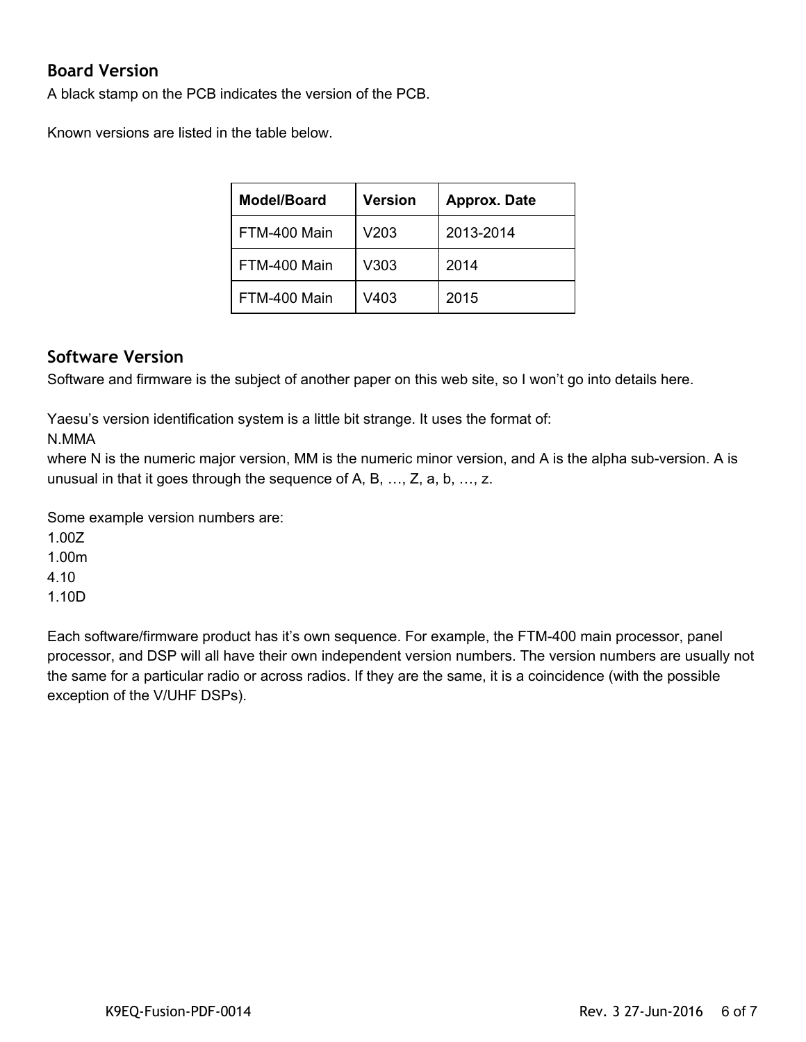## Board Version

A black stamp on the PCB indicates the version of the PCB.

Known versions are listed in the table below.

| Model/Board | Version | Approx. Date |
|---|---|---|
| FTM-400 Main | V203 | 2013-2014 |
| FTM-400 Main | V303 | 2014 |
| FTM-400 Main | V403 | 2015 |

## Software Version

Software and firmware is the subject of another paper on this web site, so I won't go into details here.

Yaesu's version identification system is a little bit strange. It uses the format of:
N.MMA
where N is the numeric major version, MM is the numeric minor version, and A is the alpha sub-version. A is unusual in that it goes through the sequence of A, B, …, Z, a, b, …, z.

Some example version numbers are:
1.00Z
1.00m
4.10
1.10D

Each software/firmware product has it's own sequence. For example, the FTM-400 main processor, panel processor, and DSP will all have their own independent version numbers. The version numbers are usually not the same for a particular radio or across radios. If they are the same, it is a coincidence (with the possible exception of the V/UHF DSPs).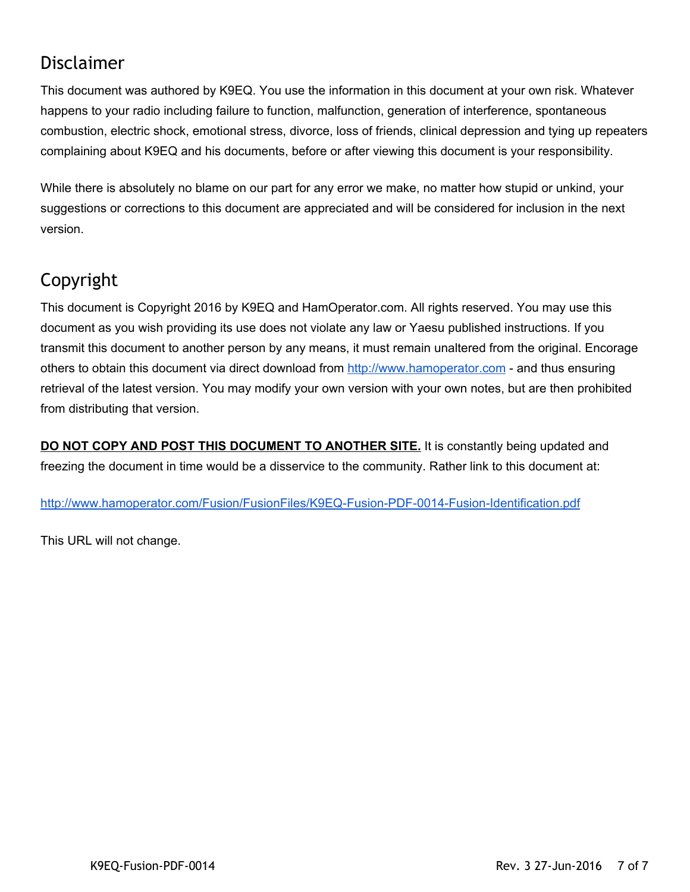## Disclaimer

This document was authored by K9EQ. You use the information in this document at your own risk. Whatever happens to your radio including failure to function, malfunction, generation of interference, spontaneous combustion, electric shock, emotional stress, divorce, loss of friends, clinical depression and tying up repeaters complaining about K9EQ and his documents, before or after viewing this document is your responsibility.

While there is absolutely no blame on our part for any error we make, no matter how stupid or unkind, your suggestions or corrections to this document are appreciated and will be considered for inclusion in the next version.

## Copyright

This document is Copyright 2016 by K9EQ and HamOperator.com. All rights reserved. You may use this document as you wish providing its use does not violate any law or Yaesu published instructions. If you transmit this document to another person by any means, it must remain unaltered from the original. Encorage others to obtain this document via direct download from http://www.hamoperator.com - and thus ensuring retrieval of the latest version. You may modify your own version with your own notes, but are then prohibited from distributing that version.

**DO NOT COPY AND POST THIS DOCUMENT TO ANOTHER SITE.** It is constantly being updated and freezing the document in time would be a disservice to the community. Rather link to this document at:

http://www.hamoperator.com/Fusion/FusionFiles/K9EQ-Fusion-PDF-0014-Fusion-Identification.pdf

This URL will not change.